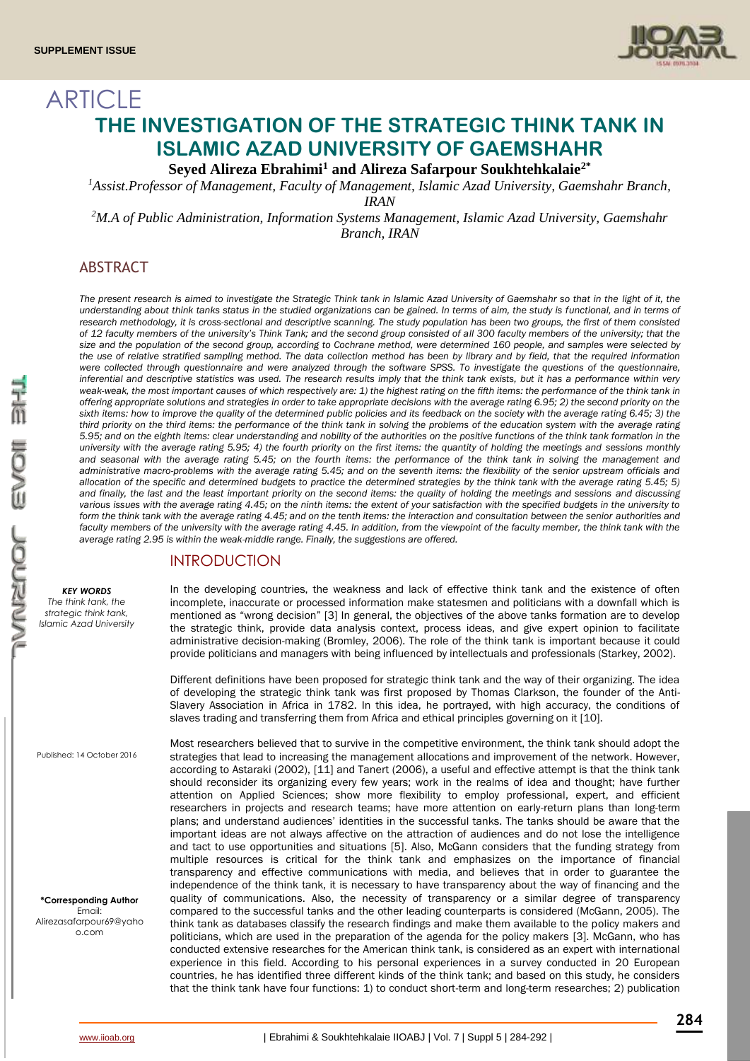ARTICLE

# THE INVESTIGATION OF THE STRATEGIC THINK TANK IN ISLAMIC AZAD UNIVERSITY OF GAEMSHAHR

**Seyed Alireza Ebrahimi[1] and Alireza Safarpour Soukhtehkalaie[2*]**

[1]Assist.Professor of Management, Faculty of Management, Islamic Azad University, Gaemshahr Branch, IRAN

[2]M.A of Public Administration, Information Systems Management, Islamic Azad University, Gaemshahr Branch, IRAN

## ABSTRACT

*The present research is aimed to investigate the Strategic Think tank in Islamic Azad University of Gaemshahr so that in the light of it, the understanding about think tanks status in the studied organizations can be gained. In terms of aim, the study is functional, and in terms of research methodology, it is cross-sectional and descriptive scanning. The study population has been two groups, the first of them consisted of 12 faculty members of the university's Think Tank; and the second group consisted of all 300 faculty members of the university; that the size and the population of the second group, according to Cochrane method, were determined 160 people, and samples were selected by the use of relative stratified sampling method. The data collection method has been by library and by field, that the required information were collected through questionnaire and were analyzed through the software SPSS. To investigate the questions of the questionnaire, inferential and descriptive statistics was used. The research results imply that the think tank exists, but it has a performance within very weak-weak, the most important causes of which respectively are: 1) the highest rating on the fifth items: the performance of the think tank in offering appropriate solutions and strategies in order to take appropriate decisions with the average rating 6.95; 2) the second priority on the sixth items: how to improve the quality of the determined public policies and its feedback on the society with the average rating 6.45; 3) the third priority on the third items: the performance of the think tank in solving the problems of the education system with the average rating 5.95; and on the eighth items: clear understanding and nobility of the authorities on the positive functions of the think tank formation in the university with the average rating 5.95; 4) the fourth priority on the first items: the quantity of holding the meetings and sessions monthly and seasonal with the average rating 5.45; on the fourth items: the performance of the think tank in solving the management and administrative macro-problems with the average rating 5.45; and on the seventh items: the flexibility of the senior upstream officials and allocation of the specific and determined budgets to practice the determined strategies by the think tank with the average rating 5.45; 5) and finally, the last and the least important priority on the second items: the quality of holding the meetings and sessions and discussing various issues with the average rating 4.45; on the ninth items: the extent of your satisfaction with the specified budgets in the university to form the think tank with the average rating 4.45; and on the tenth items: the interaction and consultation between the senior authorities and faculty members of the university with the average rating 4.45. In addition, from the viewpoint of the faculty member, the think tank with the average rating 2.95 is within the weak-middle range. Finally, the suggestions are offered.*

***KEY WORDS***
*The think tank, the strategic think tank, Islamic Azad University*

Published: 14 October 2016

**\*Corresponding Author**
Email: Alirezasafarpour69@yahoo.com

## INTRODUCTION

In the developing countries, the weakness and lack of effective think tank and the existence of often incomplete, inaccurate or processed information make statesmen and politicians with a downfall which is mentioned as "wrong decision" [3] In general, the objectives of the above tanks formation are to develop the strategic think, provide data analysis context, process ideas, and give expert opinion to facilitate administrative decision-making (Bromley, 2006). The role of the think tank is important because it could provide politicians and managers with being influenced by intellectuals and professionals (Starkey, 2002).

Different definitions have been proposed for strategic think tank and the way of their organizing. The idea of developing the strategic think tank was first proposed by Thomas Clarkson, the founder of the Anti-Slavery Association in Africa in 1782. In this idea, he portrayed, with high accuracy, the conditions of slaves trading and transferring them from Africa and ethical principles governing on it [10].

Most researchers believed that to survive in the competitive environment, the think tank should adopt the strategies that lead to increasing the management allocations and improvement of the network. However, according to Astaraki (2002), [11] and Tanert (2006), a useful and effective attempt is that the think tank should reconsider its organizing every few years; work in the realms of idea and thought; have further attention on Applied Sciences; show more flexibility to employ professional, expert, and efficient researchers in projects and research teams; have more attention on early-return plans than long-term plans; and understand audiences' identities in the successful tanks. The tanks should be aware that the important ideas are not always affective on the attraction of audiences and do not lose the intelligence and tact to use opportunities and situations [5]. Also, McGann considers that the funding strategy from multiple resources is critical for the think tank and emphasizes on the importance of financial transparency and effective communications with media, and believes that in order to guarantee the independence of the think tank, it is necessary to have transparency about the way of financing and the quality of communications. Also, the necessity of transparency or a similar degree of transparency compared to the successful tanks and the other leading counterparts is considered (McGann, 2005). The think tank as databases classify the research findings and make them available to the policy makers and politicians, which are used in the preparation of the agenda for the policy makers [3]. McGann, who has conducted extensive researches for the American think tank, is considered as an expert with international experience in this field. According to his personal experiences in a survey conducted in 20 European countries, he has identified three different kinds of the think tank; and based on this study, he considers that the think tank have four functions: 1) to conduct short-term and long-term researches; 2) publication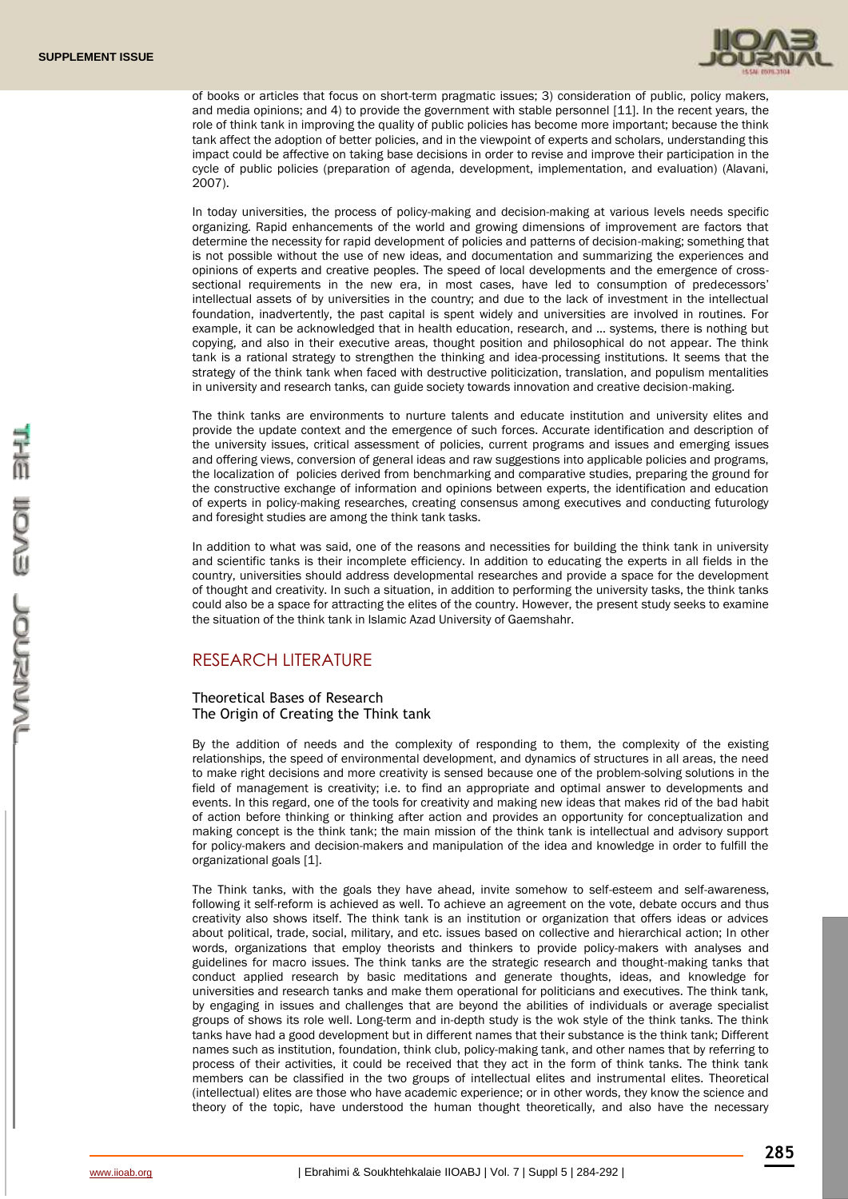of books or articles that focus on short-term pragmatic issues; 3) consideration of public, policy makers, and media opinions; and 4) to provide the government with stable personnel [11]. In the recent years, the role of think tank in improving the quality of public policies has become more important; because the think tank affect the adoption of better policies, and in the viewpoint of experts and scholars, understanding this impact could be affective on taking base decisions in order to revise and improve their participation in the cycle of public policies (preparation of agenda, development, implementation, and evaluation) (Alavani, 2007).

In today universities, the process of policy-making and decision-making at various levels needs specific organizing. Rapid enhancements of the world and growing dimensions of improvement are factors that determine the necessity for rapid development of policies and patterns of decision-making; something that is not possible without the use of new ideas, and documentation and summarizing the experiences and opinions of experts and creative peoples. The speed of local developments and the emergence of cross-sectional requirements in the new era, in most cases, have led to consumption of predecessors' intellectual assets of by universities in the country; and due to the lack of investment in the intellectual foundation, inadvertently, the past capital is spent widely and universities are involved in routines. For example, it can be acknowledged that in health education, research, and ... systems, there is nothing but copying, and also in their executive areas, thought position and philosophical do not appear. The think tank is a rational strategy to strengthen the thinking and idea-processing institutions. It seems that the strategy of the think tank when faced with destructive politicization, translation, and populism mentalities in university and research tanks, can guide society towards innovation and creative decision-making.

The think tanks are environments to nurture talents and educate institution and university elites and provide the update context and the emergence of such forces. Accurate identification and description of the university issues, critical assessment of policies, current programs and issues and emerging issues and offering views, conversion of general ideas and raw suggestions into applicable policies and programs, the localization of policies derived from benchmarking and comparative studies, preparing the ground for the constructive exchange of information and opinions between experts, the identification and education of experts in policy-making researches, creating consensus among executives and conducting futurology and foresight studies are among the think tank tasks.

In addition to what was said, one of the reasons and necessities for building the think tank in university and scientific tanks is their incomplete efficiency. In addition to educating the experts in all fields in the country, universities should address developmental researches and provide a space for the development of thought and creativity. In such a situation, in addition to performing the university tasks, the think tanks could also be a space for attracting the elites of the country. However, the present study seeks to examine the situation of the think tank in Islamic Azad University of Gaemshahr.

## RESEARCH LITERATURE

### Theoretical Bases of Research

### The Origin of Creating the Think tank

By the addition of needs and the complexity of responding to them, the complexity of the existing relationships, the speed of environmental development, and dynamics of structures in all areas, the need to make right decisions and more creativity is sensed because one of the problem-solving solutions in the field of management is creativity; i.e. to find an appropriate and optimal answer to developments and events. In this regard, one of the tools for creativity and making new ideas that makes rid of the bad habit of action before thinking or thinking after action and provides an opportunity for conceptualization and making concept is the think tank; the main mission of the think tank is intellectual and advisory support for policy-makers and decision-makers and manipulation of the idea and knowledge in order to fulfill the organizational goals [1].

The Think tanks, with the goals they have ahead, invite somehow to self-esteem and self-awareness, following it self-reform is achieved as well. To achieve an agreement on the vote, debate occurs and thus creativity also shows itself. The think tank is an institution or organization that offers ideas or advices about political, trade, social, military, and etc. issues based on collective and hierarchical action; In other words, organizations that employ theorists and thinkers to provide policy-makers with analyses and guidelines for macro issues. The think tanks are the strategic research and thought-making tanks that conduct applied research by basic meditations and generate thoughts, ideas, and knowledge for universities and research tanks and make them operational for politicians and executives. The think tank, by engaging in issues and challenges that are beyond the abilities of individuals or average specialist groups of shows its role well. Long-term and in-depth study is the wok style of the think tanks. The think tanks have had a good development but in different names that their substance is the think tank; Different names such as institution, foundation, think club, policy-making tank, and other names that by referring to process of their activities, it could be received that they act in the form of think tanks. The think tank members can be classified in the two groups of intellectual elites and instrumental elites. Theoretical (intellectual) elites are those who have academic experience; or in other words, they know the science and theory of the topic, have understood the human thought theoretically, and also have the necessary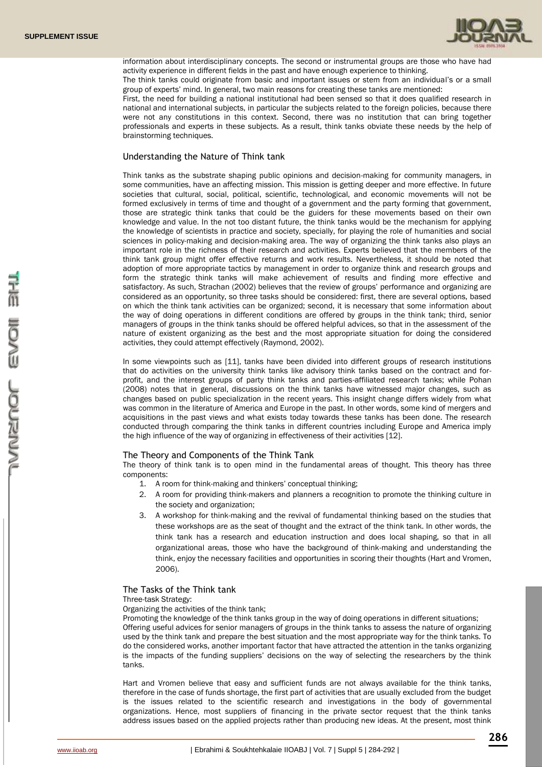information about interdisciplinary concepts. The second or instrumental groups are those who have had activity experience in different fields in the past and have enough experience to thinking.

The think tanks could originate from basic and important issues or stem from an individual's or a small group of experts' mind. In general, two main reasons for creating these tanks are mentioned:

First, the need for building a national institutional had been sensed so that it does qualified research in national and international subjects, in particular the subjects related to the foreign policies, because there were not any constitutions in this context. Second, there was no institution that can bring together professionals and experts in these subjects. As a result, think tanks obviate these needs by the help of brainstorming techniques.

## Understanding the Nature of Think tank

Think tanks as the substrate shaping public opinions and decision-making for community managers, in some communities, have an affecting mission. This mission is getting deeper and more effective. In future societies that cultural, social, political, scientific, technological, and economic movements will not be formed exclusively in terms of time and thought of a government and the party forming that government, those are strategic think tanks that could be the guiders for these movements based on their own knowledge and value. In the not too distant future, the think tanks would be the mechanism for applying the knowledge of scientists in practice and society, specially, for playing the role of humanities and social sciences in policy-making and decision-making area. The way of organizing the think tanks also plays an important role in the richness of their research and activities. Experts believed that the members of the think tank group might offer effective returns and work results. Nevertheless, it should be noted that adoption of more appropriate tactics by management in order to organize think and research groups and form the strategic think tanks will make achievement of results and finding more effective and satisfactory. As such, Strachan (2002) believes that the review of groups' performance and organizing are considered as an opportunity, so three tasks should be considered: first, there are several options, based on which the think tank activities can be organized; second, it is necessary that some information about the way of doing operations in different conditions are offered by groups in the think tank; third, senior managers of groups in the think tanks should be offered helpful advices, so that in the assessment of the nature of existent organizing as the best and the most appropriate situation for doing the considered activities, they could attempt effectively (Raymond, 2002).

In some viewpoints such as [11], tanks have been divided into different groups of research institutions that do activities on the university think tanks like advisory think tanks based on the contract and for-profit, and the interest groups of party think tanks and parties-affiliated research tanks; while Pohan (2008) notes that in general, discussions on the think tanks have witnessed major changes, such as changes based on public specialization in the recent years. This insight change differs widely from what was common in the literature of America and Europe in the past. In other words, some kind of mergers and acquisitions in the past views and what exists today towards these tanks has been done. The research conducted through comparing the think tanks in different countries including Europe and America imply the high influence of the way of organizing in effectiveness of their activities [12].

## The Theory and Components of the Think Tank

The theory of think tank is to open mind in the fundamental areas of thought. This theory has three components:

1. A room for think-making and thinkers' conceptual thinking;
2. A room for providing think-makers and planners a recognition to promote the thinking culture in the society and organization;
3. A workshop for think-making and the revival of fundamental thinking based on the studies that these workshops are as the seat of thought and the extract of the think tank. In other words, the think tank has a research and education instruction and does local shaping, so that in all organizational areas, those who have the background of think-making and understanding the think, enjoy the necessary facilities and opportunities in scoring their thoughts (Hart and Vromen, 2006).

## The Tasks of the Think tank

Three-task Strategy:

Organizing the activities of the think tank;

Promoting the knowledge of the think tanks group in the way of doing operations in different situations;

Offering useful advices for senior managers of groups in the think tanks to assess the nature of organizing used by the think tank and prepare the best situation and the most appropriate way for the think tanks. To do the considered works, another important factor that have attracted the attention in the tanks organizing is the impacts of the funding suppliers' decisions on the way of selecting the researchers by the think tanks.

Hart and Vromen believe that easy and sufficient funds are not always available for the think tanks, therefore in the case of funds shortage, the first part of activities that are usually excluded from the budget is the issues related to the scientific research and investigations in the body of governmental organizations. Hence, most suppliers of financing in the private sector request that the think tanks address issues based on the applied projects rather than producing new ideas. At the present, most think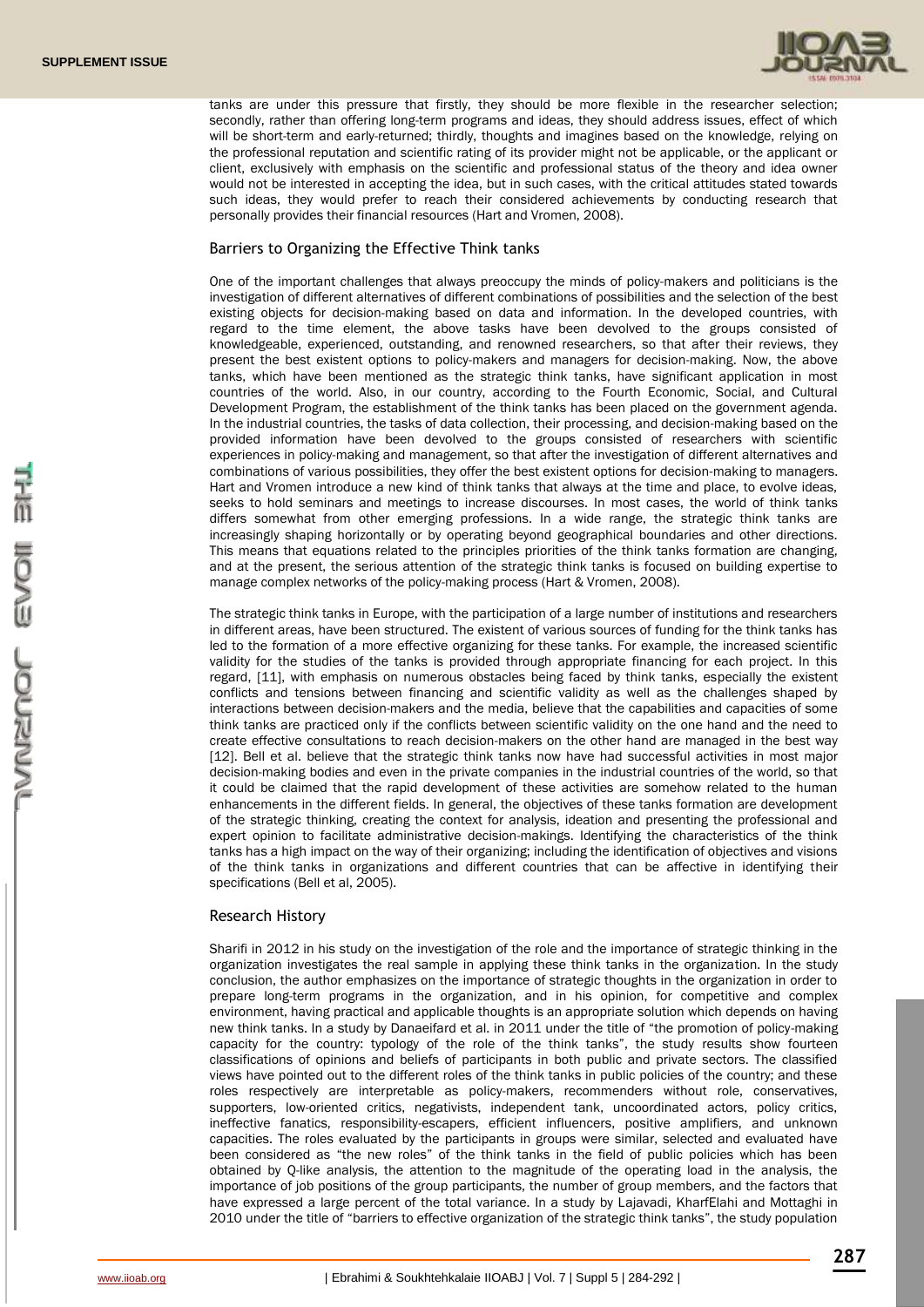tanks are under this pressure that firstly, they should be more flexible in the researcher selection; secondly, rather than offering long-term programs and ideas, they should address issues, effect of which will be short-term and early-returned; thirdly, thoughts and imagines based on the knowledge, relying on the professional reputation and scientific rating of its provider might not be applicable, or the applicant or client, exclusively with emphasis on the scientific and professional status of the theory and idea owner would not be interested in accepting the idea, but in such cases, with the critical attitudes stated towards such ideas, they would prefer to reach their considered achievements by conducting research that personally provides their financial resources (Hart and Vromen, 2008).

## Barriers to Organizing the Effective Think tanks

One of the important challenges that always preoccupy the minds of policy-makers and politicians is the investigation of different alternatives of different combinations of possibilities and the selection of the best existing objects for decision-making based on data and information. In the developed countries, with regard to the time element, the above tasks have been devolved to the groups consisted of knowledgeable, experienced, outstanding, and renowned researchers, so that after their reviews, they present the best existent options to policy-makers and managers for decision-making. Now, the above tanks, which have been mentioned as the strategic think tanks, have significant application in most countries of the world. Also, in our country, according to the Fourth Economic, Social, and Cultural Development Program, the establishment of the think tanks has been placed on the government agenda. In the industrial countries, the tasks of data collection, their processing, and decision-making based on the provided information have been devolved to the groups consisted of researchers with scientific experiences in policy-making and management, so that after the investigation of different alternatives and combinations of various possibilities, they offer the best existent options for decision-making to managers. Hart and Vromen introduce a new kind of think tanks that always at the time and place, to evolve ideas, seeks to hold seminars and meetings to increase discourses. In most cases, the world of think tanks differs somewhat from other emerging professions. In a wide range, the strategic think tanks are increasingly shaping horizontally or by operating beyond geographical boundaries and other directions. This means that equations related to the principles priorities of the think tanks formation are changing, and at the present, the serious attention of the strategic think tanks is focused on building expertise to manage complex networks of the policy-making process (Hart & Vromen, 2008).

The strategic think tanks in Europe, with the participation of a large number of institutions and researchers in different areas, have been structured. The existent of various sources of funding for the think tanks has led to the formation of a more effective organizing for these tanks. For example, the increased scientific validity for the studies of the tanks is provided through appropriate financing for each project. In this regard, [11], with emphasis on numerous obstacles being faced by think tanks, especially the existent conflicts and tensions between financing and scientific validity as well as the challenges shaped by interactions between decision-makers and the media, believe that the capabilities and capacities of some think tanks are practiced only if the conflicts between scientific validity on the one hand and the need to create effective consultations to reach decision-makers on the other hand are managed in the best way [12]. Bell et al. believe that the strategic think tanks now have had successful activities in most major decision-making bodies and even in the private companies in the industrial countries of the world, so that it could be claimed that the rapid development of these activities are somehow related to the human enhancements in the different fields. In general, the objectives of these tanks formation are development of the strategic thinking, creating the context for analysis, ideation and presenting the professional and expert opinion to facilitate administrative decision-makings. Identifying the characteristics of the think tanks has a high impact on the way of their organizing; including the identification of objectives and visions of the think tanks in organizations and different countries that can be affective in identifying their specifications (Bell et al, 2005).

## Research History

Sharifi in 2012 in his study on the investigation of the role and the importance of strategic thinking in the organization investigates the real sample in applying these think tanks in the organization. In the study conclusion, the author emphasizes on the importance of strategic thoughts in the organization in order to prepare long-term programs in the organization, and in his opinion, for competitive and complex environment, having practical and applicable thoughts is an appropriate solution which depends on having new think tanks. In a study by Danaeifard et al. in 2011 under the title of "the promotion of policy-making capacity for the country: typology of the role of the think tanks", the study results show fourteen classifications of opinions and beliefs of participants in both public and private sectors. The classified views have pointed out to the different roles of the think tanks in public policies of the country; and these roles respectively are interpretable as policy-makers, recommenders without role, conservatives, supporters, low-oriented critics, negativists, independent tank, uncoordinated actors, policy critics, ineffective fanatics, responsibility-escapers, efficient influencers, positive amplifiers, and unknown capacities. The roles evaluated by the participants in groups were similar, selected and evaluated have been considered as "the new roles" of the think tanks in the field of public policies which has been obtained by Q-like analysis, the attention to the magnitude of the operating load in the analysis, the importance of job positions of the group participants, the number of group members, and the factors that have expressed a large percent of the total variance. In a study by Lajavadi, KharfElahi and Mottaghi in 2010 under the title of "barriers to effective organization of the strategic think tanks", the study population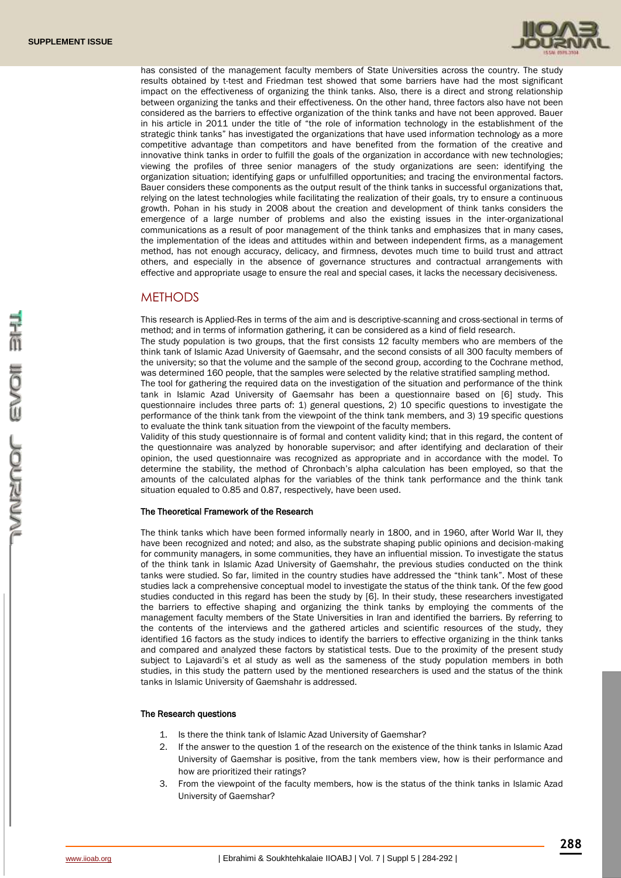has consisted of the management faculty members of State Universities across the country. The study results obtained by t-test and Friedman test showed that some barriers have had the most significant impact on the effectiveness of organizing the think tanks. Also, there is a direct and strong relationship between organizing the tanks and their effectiveness. On the other hand, three factors also have not been considered as the barriers to effective organization of the think tanks and have not been approved. Bauer in his article in 2011 under the title of "the role of information technology in the establishment of the strategic think tanks" has investigated the organizations that have used information technology as a more competitive advantage than competitors and have benefited from the formation of the creative and innovative think tanks in order to fulfill the goals of the organization in accordance with new technologies; viewing the profiles of three senior managers of the study organizations are seen: identifying the organization situation; identifying gaps or unfulfilled opportunities; and tracing the environmental factors. Bauer considers these components as the output result of the think tanks in successful organizations that, relying on the latest technologies while facilitating the realization of their goals, try to ensure a continuous growth. Pohan in his study in 2008 about the creation and development of think tanks considers the emergence of a large number of problems and also the existing issues in the inter-organizational communications as a result of poor management of the think tanks and emphasizes that in many cases, the implementation of the ideas and attitudes within and between independent firms, as a management method, has not enough accuracy, delicacy, and firmness, devotes much time to build trust and attract others, and especially in the absence of governance structures and contractual arrangements with effective and appropriate usage to ensure the real and special cases, it lacks the necessary decisiveness.

## METHODS

This research is Applied-Res in terms of the aim and is descriptive-scanning and cross-sectional in terms of method; and in terms of information gathering, it can be considered as a kind of field research.

The study population is two groups, that the first consists 12 faculty members who are members of the think tank of Islamic Azad University of Gaemsahr, and the second consists of all 300 faculty members of the university; so that the volume and the sample of the second group, according to the Cochrane method, was determined 160 people, that the samples were selected by the relative stratified sampling method.

The tool for gathering the required data on the investigation of the situation and performance of the think tank in Islamic Azad University of Gaemsahr has been a questionnaire based on [6] study. This questionnaire includes three parts of: 1) general questions, 2) 10 specific questions to investigate the performance of the think tank from the viewpoint of the think tank members, and 3) 19 specific questions to evaluate the think tank situation from the viewpoint of the faculty members.

Validity of this study questionnaire is of formal and content validity kind; that in this regard, the content of the questionnaire was analyzed by honorable supervisor; and after identifying and declaration of their opinion, the used questionnaire was recognized as appropriate and in accordance with the model. To determine the stability, the method of Chronbach's alpha calculation has been employed, so that the amounts of the calculated alphas for the variables of the think tank performance and the think tank situation equaled to 0.85 and 0.87, respectively, have been used.

### The Theoretical Framework of the Research

The think tanks which have been formed informally nearly in 1800, and in 1960, after World War II, they have been recognized and noted; and also, as the substrate shaping public opinions and decision-making for community managers, in some communities, they have an influential mission. To investigate the status of the think tank in Islamic Azad University of Gaemshahr, the previous studies conducted on the think tanks were studied. So far, limited in the country studies have addressed the "think tank". Most of these studies lack a comprehensive conceptual model to investigate the status of the think tank. Of the few good studies conducted in this regard has been the study by [6]. In their study, these researchers investigated the barriers to effective shaping and organizing the think tanks by employing the comments of the management faculty members of the State Universities in Iran and identified the barriers. By referring to the contents of the interviews and the gathered articles and scientific resources of the study, they identified 16 factors as the study indices to identify the barriers to effective organizing in the think tanks and compared and analyzed these factors by statistical tests. Due to the proximity of the present study subject to Lajavardi's et al study as well as the sameness of the study population members in both studies, in this study the pattern used by the mentioned researchers is used and the status of the think tanks in Islamic University of Gaemshahr is addressed.

### The Research questions

1. Is there the think tank of Islamic Azad University of Gaemshar?
2. If the answer to the question 1 of the research on the existence of the think tanks in Islamic Azad University of Gaemshar is positive, from the tank members view, how is their performance and how are prioritized their ratings?
3. From the viewpoint of the faculty members, how is the status of the think tanks in Islamic Azad University of Gaemshar?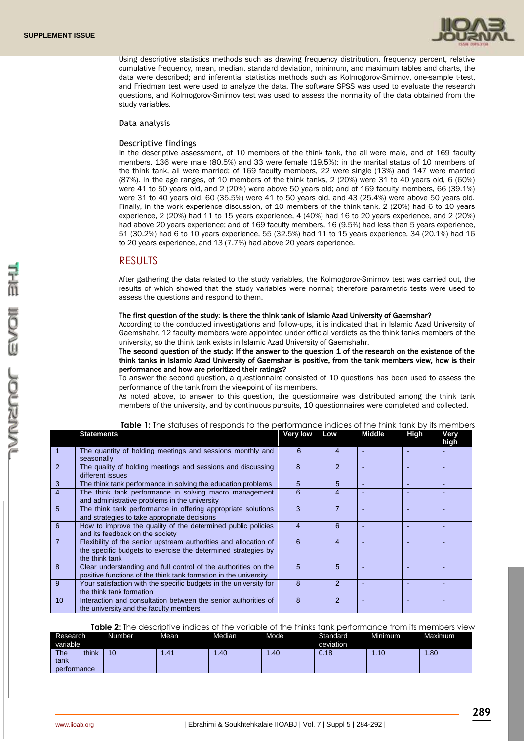Using descriptive statistics methods such as drawing frequency distribution, frequency percent, relative cumulative frequency, mean, median, standard deviation, minimum, and maximum tables and charts, the data were described; and inferential statistics methods such as Kolmogorov-Smirnov, one-sample t-test, and Friedman test were used to analyze the data. The software SPSS was used to evaluate the research questions, and Kolmogorov-Smirnov test was used to assess the normality of the data obtained from the study variables.

### Data analysis

### Descriptive findings

In the descriptive assessment, of 10 members of the think tank, the all were male, and of 169 faculty members, 136 were male (80.5%) and 33 were female (19.5%); in the marital status of 10 members of the think tank, all were married; of 169 faculty members, 22 were single (13%) and 147 were married (87%). In the age ranges, of 10 members of the think tanks, 2 (20%) were 31 to 40 years old, 6 (60%) were 41 to 50 years old, and 2 (20%) were above 50 years old; and of 169 faculty members, 66 (39.1%) were 31 to 40 years old, 60 (35.5%) were 41 to 50 years old, and 43 (25.4%) were above 50 years old. Finally, in the work experience discussion, of 10 members of the think tank, 2 (20%) had 6 to 10 years experience, 2 (20%) had 11 to 15 years experience, 4 (40%) had 16 to 20 years experience, and 2 (20%) had above 20 years experience; and of 169 faculty members, 16 (9.5%) had less than 5 years experience, 51 (30.2%) had 6 to 10 years experience, 55 (32.5%) had 11 to 15 years experience, 34 (20.1%) had 16 to 20 years experience, and 13 (7.7%) had above 20 years experience.

## RESULTS

After gathering the data related to the study variables, the Kolmogorov-Smirnov test was carried out, the results of which showed that the study variables were normal; therefore parametric tests were used to assess the questions and respond to them.

**The first question of the study: Is there the think tank of Islamic Azad University of Gaemshar?**

According to the conducted investigations and follow-ups, it is indicated that in Islamic Azad University of Gaemshahr, 12 faculty members were appointed under official verdicts as the think tanks members of the university, so the think tank exists in Islamic Azad University of Gaemshahr.

**The second question of the study: If the answer to the question 1 of the research on the existence of the think tanks in Islamic Azad University of Gaemshar is positive, from the tank members view, how is their performance and how are prioritized their ratings?**

To answer the second question, a questionnaire consisted of 10 questions has been used to assess the performance of the tank from the viewpoint of its members.

As noted above, to answer to this question, the questionnaire was distributed among the think tank members of the university, and by continuous pursuits, 10 questionnaires were completed and collected.

**Table 1:** The statuses of responds to the performance indices of the think tank by its members

| | Statements | Very low | Low | Middle | High | Very high |
|---|---|---|---|---|---|---|
| 1 | The quantity of holding meetings and sessions monthly and seasonally | 6 | 4 | - | - | - |
| 2 | The quality of holding meetings and sessions and discussing different issues | 8 | 2 | - | - | - |
| 3 | The think tank performance in solving the education problems | 5 | 5 | - | - | - |
| 4 | The think tank performance in solving macro management and administrative problems in the university | 6 | 4 | - | - | - |
| 5 | The think tank performance in offering appropriate solutions and strategies to take appropriate decisions | 3 | 7 | - | - | - |
| 6 | How to improve the quality of the determined public policies and its feedback on the society | 4 | 6 | - | - | - |
| 7 | Flexibility of the senior upstream authorities and allocation of the specific budgets to exercise the determined strategies by the think tank | 6 | 4 | - | - | - |
| 8 | Clear understanding and full control of the authorities on the positive functions of the think tank formation in the university | 5 | 5 | - | - | - |
| 9 | Your satisfaction with the specific budgets in the university for the think tank formation | 8 | 2 | - | - | - |
| 10 | Interaction and consultation between the senior authorities of the university and the faculty members | 8 | 2 | - | - | - |

**Table 2:** The descriptive indices of the variable of the thinks tank performance from its members view

| Research variable | Number | Mean | Median | Mode | Standard deviation | Minimum | Maximum |
|---|---|---|---|---|---|---|---|
| The think tank performance | 10 | 1.41 | 1.40 | 1.40 | 0.18 | 1.10 | 1.80 |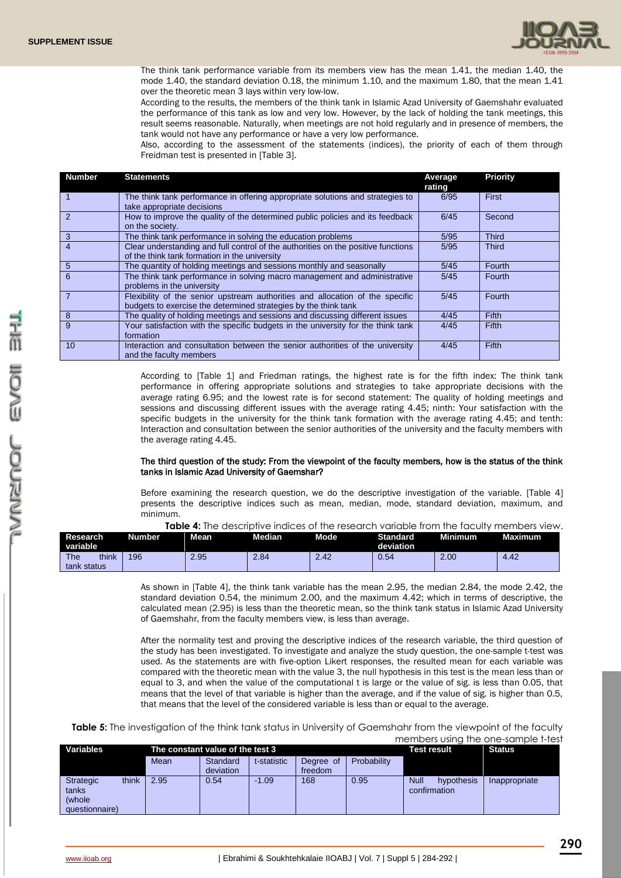The think tank performance variable from its members view has the mean 1.41, the median 1.40, the mode 1.40, the standard deviation 0.18, the minimum 1.10, and the maximum 1.80, that the mean 1.41 over the theoretic mean 3 lays within very low-low.

According to the results, the members of the think tank in Islamic Azad University of Gaemshahr evaluated the performance of this tank as low and very low. However, by the lack of holding the tank meetings, this result seems reasonable. Naturally, when meetings are not hold regularly and in presence of members, the tank would not have any performance or have a very low performance.

Also, according to the assessment of the statements (indices), the priority of each of them through Freidman test is presented in [Table 3].

| Number | Statements | Average rating | Priority |
|---|---|---|---|
| 1 | The think tank performance in offering appropriate solutions and strategies to take appropriate decisions | 6/95 | First |
| 2 | How to improve the quality of the determined public policies and its feedback on the society. | 6/45 | Second |
| 3 | The think tank performance in solving the education problems | 5/95 | Third |
| 4 | Clear understanding and full control of the authorities on the positive functions of the think tank formation in the university | 5/95 | Third |
| 5 | The quantity of holding meetings and sessions monthly and seasonally | 5/45 | Fourth |
| 6 | The think tank performance in solving macro management and administrative problems in the university | 5/45 | Fourth |
| 7 | Flexibility of the senior upstream authorities and allocation of the specific budgets to exercise the determined strategies by the think tank | 5/45 | Fourth |
| 8 | The quality of holding meetings and sessions and discussing different issues | 4/45 | Fifth |
| 9 | Your satisfaction with the specific budgets in the university for the think tank formation | 4/45 | Fifth |
| 10 | Interaction and consultation between the senior authorities of the university and the faculty members | 4/45 | Fifth |

According to [Table 1] and Friedman ratings, the highest rate is for the fifth index: The think tank performance in offering appropriate solutions and strategies to take appropriate decisions with the average rating 6.95; and the lowest rate is for second statement: The quality of holding meetings and sessions and discussing different issues with the average rating 4.45; ninth: Your satisfaction with the specific budgets in the university for the think tank formation with the average rating 4.45; and tenth: Interaction and consultation between the senior authorities of the university and the faculty members with the average rating 4.45.

**The third question of the study: From the viewpoint of the faculty members, how is the status of the think tanks in Islamic Azad University of Gaemshar?**

Before examining the research question, we do the descriptive investigation of the variable. [Table 4] presents the descriptive indices such as mean, median, mode, standard deviation, maximum, and minimum.

**Table 4:** The descriptive indices of the research variable from the faculty members view.

| Research variable | Number | Mean | Median | Mode | Standard deviation | Minimum | Maximum |
|---|---|---|---|---|---|---|---|
| The think tank status | 196 | 2.95 | 2.84 | 2.42 | 0.54 | 2.00 | 4.42 |

As shown in [Table 4], the think tank variable has the mean 2.95, the median 2.84, the mode 2.42, the standard deviation 0.54, the minimum 2.00, and the maximum 4.42; which in terms of descriptive, the calculated mean (2.95) is less than the theoretic mean, so the think tank status in Islamic Azad University of Gaemshahr, from the faculty members view, is less than average.

After the normality test and proving the descriptive indices of the research variable, the third question of the study has been investigated. To investigate and analyze the study question, the one-sample t-test was used. As the statements are with five-option Likert responses, the resulted mean for each variable was compared with the theoretic mean with the value 3, the null hypothesis in this test is the mean less than or equal to 3, and when the value of the computational t is large or the value of sig. is less than 0.05, that means that the level of that variable is higher than the average, and if the value of sig. is higher than 0.5, that means that the level of the considered variable is less than or equal to the average.

**Table 5:** The investigation of the think tank status in University of Gaemshahr from the viewpoint of the faculty members using the one-sample t-test

| Variables | The constant value of the test 3 | | | | | Test result | Status |
|---|---|---|---|---|---|---|---|
| | Mean | Standard deviation | t-statistic | Degree of freedom | Probability | | |
| Strategic think tanks (whole questionnaire) | 2.95 | 0.54 | -1.09 | 168 | 0.95 | Null hypothesis confirmation | Inappropriate |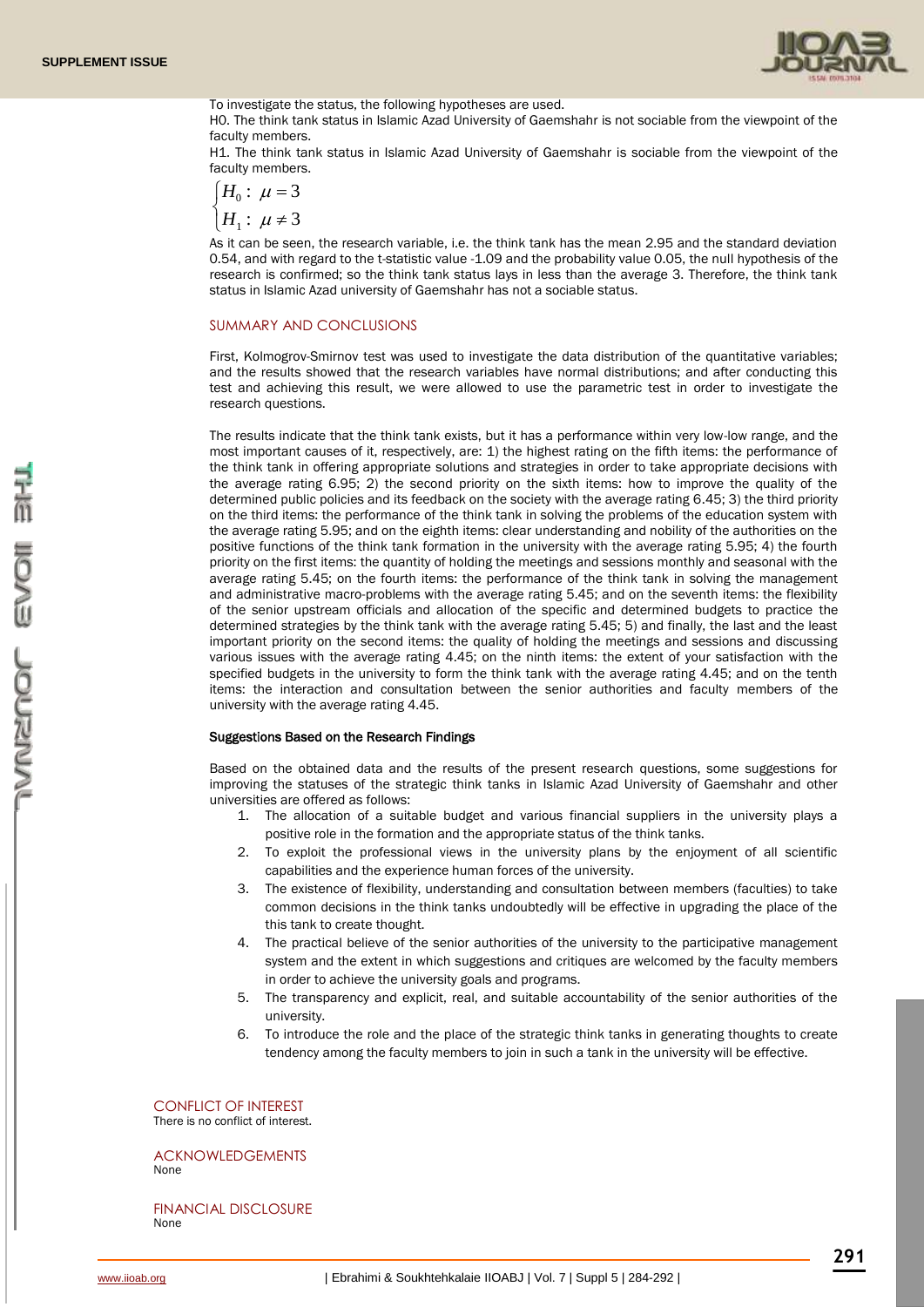To investigate the status, the following hypotheses are used.

H0. The think tank status in Islamic Azad University of Gaemshahr is not sociable from the viewpoint of the faculty members.

H1. The think tank status in Islamic Azad University of Gaemshahr is sociable from the viewpoint of the faculty members.

$$\begin{cases} H_0: \ \mu = 3 \\ H_1: \ \mu \neq 3 \end{cases}$$

As it can be seen, the research variable, i.e. the think tank has the mean 2.95 and the standard deviation 0.54, and with regard to the t-statistic value -1.09 and the probability value 0.05, the null hypothesis of the research is confirmed; so the think tank status lays in less than the average 3. Therefore, the think tank status in Islamic Azad university of Gaemshahr has not a sociable status.

## SUMMARY AND CONCLUSIONS

First, Kolmogrov-Smirnov test was used to investigate the data distribution of the quantitative variables; and the results showed that the research variables have normal distributions; and after conducting this test and achieving this result, we were allowed to use the parametric test in order to investigate the research questions.

The results indicate that the think tank exists, but it has a performance within very low-low range, and the most important causes of it, respectively, are: 1) the highest rating on the fifth items: the performance of the think tank in offering appropriate solutions and strategies in order to take appropriate decisions with the average rating 6.95; 2) the second priority on the sixth items: how to improve the quality of the determined public policies and its feedback on the society with the average rating 6.45; 3) the third priority on the third items: the performance of the think tank in solving the problems of the education system with the average rating 5.95; and on the eighth items: clear understanding and nobility of the authorities on the positive functions of the think tank formation in the university with the average rating 5.95; 4) the fourth priority on the first items: the quantity of holding the meetings and sessions monthly and seasonal with the average rating 5.45; on the fourth items: the performance of the think tank in solving the management and administrative macro-problems with the average rating 5.45; and on the seventh items: the flexibility of the senior upstream officials and allocation of the specific and determined budgets to practice the determined strategies by the think tank with the average rating 5.45; 5) and finally, the last and the least important priority on the second items: the quality of holding the meetings and sessions and discussing various issues with the average rating 4.45; on the ninth items: the extent of your satisfaction with the specified budgets in the university to form the think tank with the average rating 4.45; and on the tenth items: the interaction and consultation between the senior authorities and faculty members of the university with the average rating 4.45.

### Suggestions Based on the Research Findings

Based on the obtained data and the results of the present research questions, some suggestions for improving the statuses of the strategic think tanks in Islamic Azad University of Gaemshahr and other universities are offered as follows:

1. The allocation of a suitable budget and various financial suppliers in the university plays a positive role in the formation and the appropriate status of the think tanks.
2. To exploit the professional views in the university plans by the enjoyment of all scientific capabilities and the experience human forces of the university.
3. The existence of flexibility, understanding and consultation between members (faculties) to take common decisions in the think tanks undoubtedly will be effective in upgrading the place of the this tank to create thought.
4. The practical believe of the senior authorities of the university to the participative management system and the extent in which suggestions and critiques are welcomed by the faculty members in order to achieve the university goals and programs.
5. The transparency and explicit, real, and suitable accountability of the senior authorities of the university.
6. To introduce the role and the place of the strategic think tanks in generating thoughts to create tendency among the faculty members to join in such a tank in the university will be effective.

## CONFLICT OF INTEREST

There is no conflict of interest.

## ACKNOWLEDGEMENTS

None

## FINANCIAL DISCLOSURE

None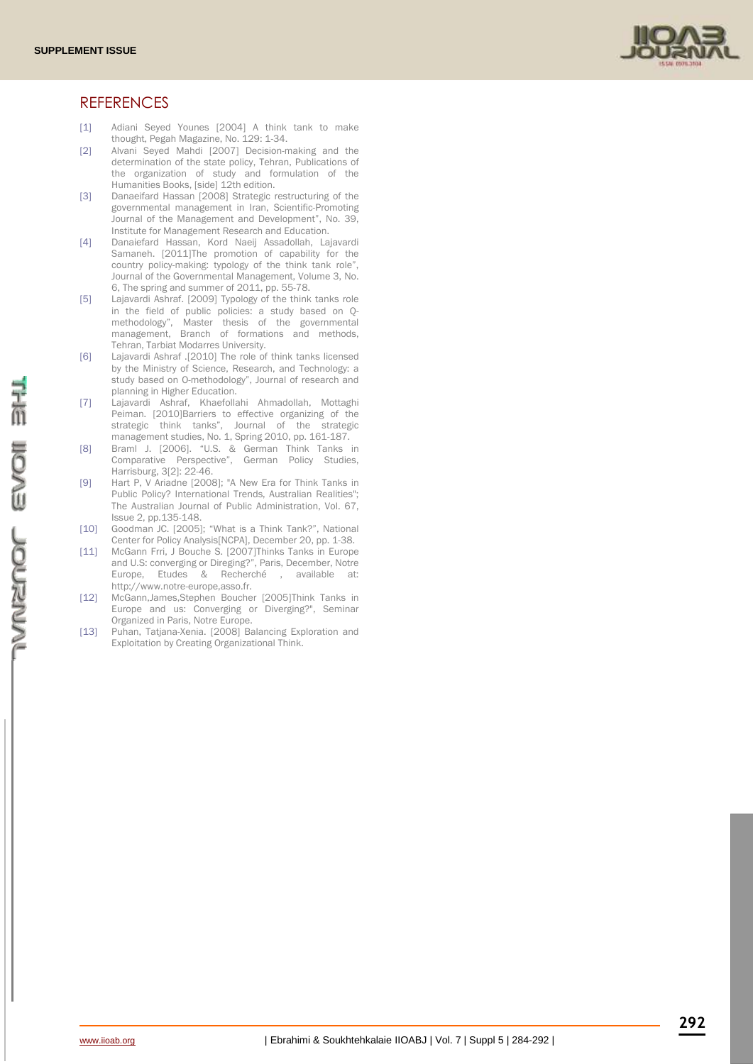## REFERENCES

[1] Adiani Seyed Younes [2004] A think tank to make thought, Pegah Magazine, No. 129: 1-34.

[2] Alvani Seyed Mahdi [2007] Decision-making and the determination of the state policy, Tehran, Publications of the organization of study and formulation of the Humanities Books, [side] 12th edition.

[3] Danaeifard Hassan [2008] Strategic restructuring of the governmental management in Iran, Scientific-Promoting Journal of the Management and Development", No. 39, Institute for Management Research and Education.

[4] Danaiefard Hassan, Kord Naeij Assadollah, Lajavardi Samaneh. [2011]The promotion of capability for the country policy-making: typology of the think tank role", Journal of the Governmental Management, Volume 3, No. 6, The spring and summer of 2011, pp. 55-78.

[5] Lajavardi Ashraf. [2009] Typology of the think tanks role in the field of public policies: a study based on Q-methodology", Master thesis of the governmental management, Branch of formations and methods, Tehran, Tarbiat Modarres University.

[6] Lajavardi Ashraf .[2010] The role of think tanks licensed by the Ministry of Science, Research, and Technology: a study based on O-methodology", Journal of research and planning in Higher Education.

[7] Lajavardi Ashraf, Khaefollahi Ahmadollah, Mottaghi Peiman. [2010]Barriers to effective organizing of the strategic think tanks", Journal of the strategic management studies, No. 1, Spring 2010, pp. 161-187.

[8] Braml J. [2006]. "U.S. & German Think Tanks in Comparative Perspective", German Policy Studies, Harrisburg, 3[2]: 22-46.

[9] Hart P, V Ariadne [2008]; "A New Era for Think Tanks in Public Policy? International Trends, Australian Realities"; The Australian Journal of Public Administration, Vol. 67, Issue 2, pp.135-148.

[10] Goodman JC. [2005]; "What is a Think Tank?", National Center for Policy Analysis[NCPA], December 20, pp. 1-38.

[11] McGann Frri, J Bouche S. [2007]Thinks Tanks in Europe and U.S: converging or Direging?", Paris, December, Notre Europe, Etudes & Recherché , available at: http://www.notre-europe,asso.fr.

[12] McGann,James,Stephen Boucher [2005]Think Tanks in Europe and us: Converging or Diverging?", Seminar Organized in Paris, Notre Europe.

[13] Puhan, Tatjana-Xenia. [2008] Balancing Exploration and Exploitation by Creating Organizational Think.